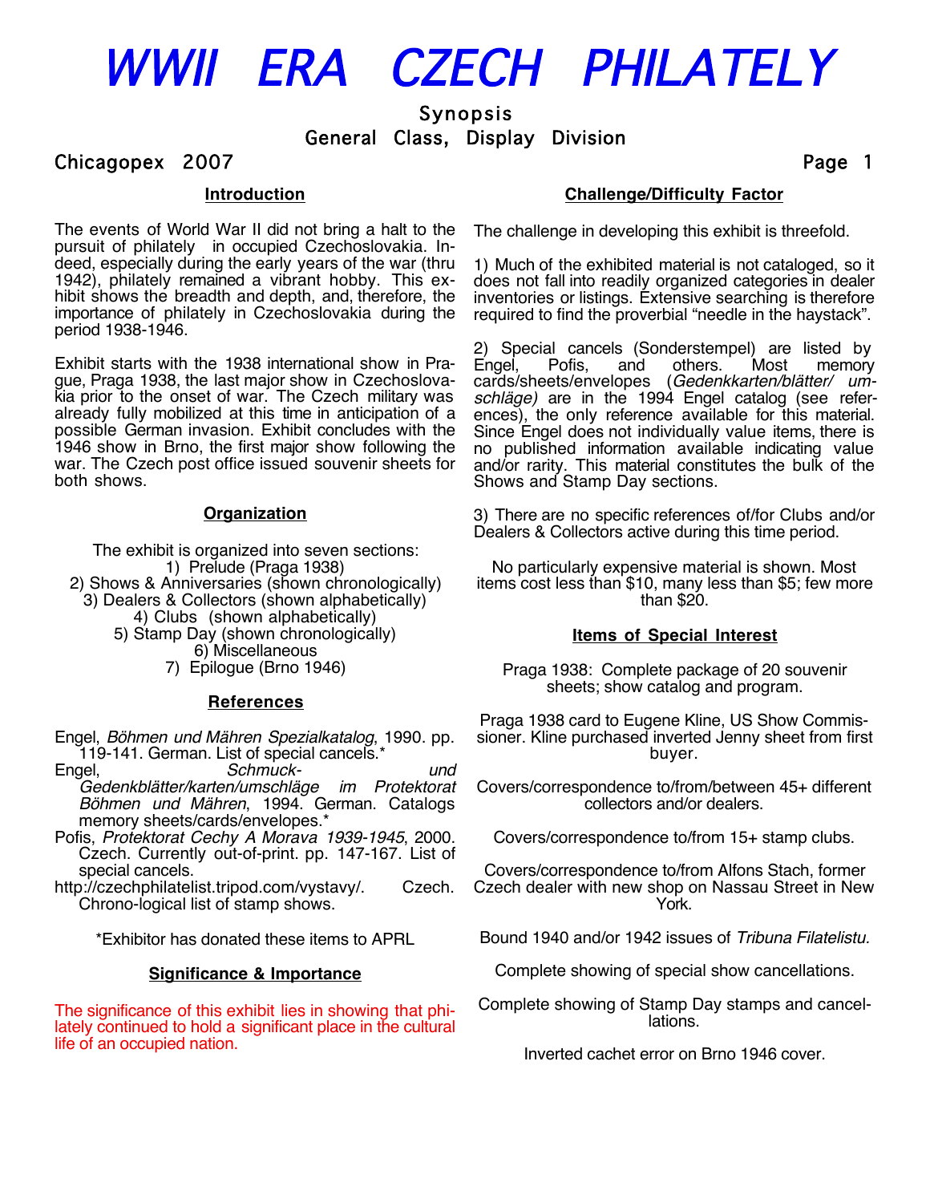# WWII ERA CZECH PHILATELY

Synopsis

General Class, Display Division

Chicagopex 2007

## Introduction

The events of World War II did not bring a halt to the pursuit of philately in occupied Czechoslovakia. Indeed, especially during the early years of the war (thru 1942), philately remained a vibrant hobby. This exhibit shows the breadth and depth, and, therefore, the importance of philately in Czechoslovakia during the period 1938-1946.

Exhibit starts with the 1938 international show in Prague, Praga 1938, the last major show in Czechoslovakia prior to the onset of war. The Czech military was already fully mobilized at this time in anticipation of a possible German invasion. Exhibit concludes with the 1946 show in Brno, the first major show following the war. The Czech post office issued souvenir sheets for both shows.

## Organization

The exhibit is organized into seven sections:

1) Prelude (Praga 1938)
2) Shows & Anniversaries (shown chronologically)
3) Dealers & Collectors (shown alphabetically)
4) Clubs (shown alphabetically)
5) Stamp Day (shown chronologically)
6) Miscellaneous
7) Epilogue (Brno 1946)

## References

Engel, *Böhmen und Mähren Spezialkatalog*, 1990. pp. 119-141. German. List of special cancels.*

Engel, *Schmuck- und Gedenkblätter/karten/umschläge im Protektorat Böhmen und Mähren*, 1994. German. Catalogs memory sheets/cards/envelopes.*

Pofis, *Protektorat Cechy A Morava 1939-1945*, 2000. Czech. Currently out-of-print. pp. 147-167. List of special cancels.

http://czechphilatelist.tripod.com/vystavy/. Czech. Chrono-logical list of stamp shows.

*Exhibitor has donated these items to APRL

## Significance & Importance

The significance of this exhibit lies in showing that philately continued to hold a significant place in the cultural life of an occupied nation.

## Challenge/Difficulty Factor

The challenge in developing this exhibit is threefold.

1) Much of the exhibited material is not cataloged, so it does not fall into readily organized categories in dealer inventories or listings. Extensive searching is therefore required to find the proverbial "needle in the haystack".

2) Special cancels (Sonderstempel) are listed by Engel, Pofis, and others. Most memory cards/sheets/envelopes (*Gedenkkarten/blätter/ umschläge)* are in the 1994 Engel catalog (see references), the only reference available for this material. Since Engel does not individually value items, there is no published information available indicating value and/or rarity. This material constitutes the bulk of the Shows and Stamp Day sections.

3) There are no specific references of/for Clubs and/or Dealers & Collectors active during this time period.

No particularly expensive material is shown. Most items cost less than $10, many less than $5; few more than $20.

## Items of Special Interest

Praga 1938: Complete package of 20 souvenir sheets; show catalog and program.

Praga 1938 card to Eugene Kline, US Show Commissioner. Kline purchased inverted Jenny sheet from first buyer.

Covers/correspondence to/from/between 45+ different collectors and/or dealers.

Covers/correspondence to/from 15+ stamp clubs.

Covers/correspondence to/from Alfons Stach, former Czech dealer with new shop on Nassau Street in New York.

Bound 1940 and/or 1942 issues of *Tribuna Filatelistu.*

Complete showing of special show cancellations.

Complete showing of Stamp Day stamps and cancellations.

Inverted cachet error on Brno 1946 cover.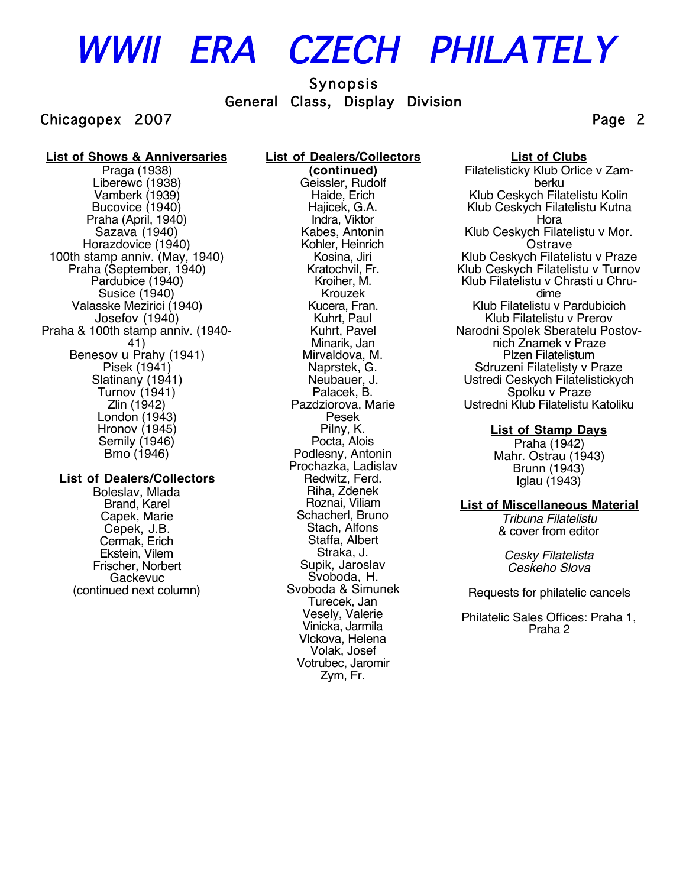# WWII ERA CZECH PHILATELY

Synopsis

General Class, Display Division

Chicagopex 2007

### List of Shows & Anniversaries

Praga (1938)
Liberewc (1938)
Vamberk (1939)
Bucovice (1940)
Praha (April, 1940)
Sazava (1940)
Horazdovice (1940)
100th stamp anniv. (May, 1940)
Praha (September, 1940)
Pardubice (1940)
Susice (1940)
Valasske Mezirici (1940)
Josefov (1940)
Praha & 100th stamp anniv. (1940-41)
Benesov u Prahy (1941)
Pisek (1941)
Slatinany (1941)
Turnov (1941)
Zlin (1942)
London (1943)
Hronov (1945)
Semily (1946)
Brno (1946)

### List of Dealers/Collectors

Boleslav, Mlada
Brand, Karel
Capek, Marie
Cepek, J.B.
Cermak, Erich
Ekstein, Vilem
Frischer, Norbert
Gackevuc
(continued next column)

### List of Dealers/Collectors (continued)

Geissler, Rudolf
Haide, Erich
Hajicek, G.A.
Indra, Viktor
Kabes, Antonin
Kohler, Heinrich
Kosina, Jiri
Kratochvil, Fr.
Kroiher, M.
Krouzek
Kucera, Fran.
Kuhrt, Paul
Kuhrt, Pavel
Minarik, Jan
Mirvaldova, M.
Naprstek, G.
Neubauer, J.
Palacek, B.
Pazdziorova, Marie
Pesek
Pilny, K.
Pocta, Alois
Podlesny, Antonin
Prochazka, Ladislav
Redwitz, Ferd.
Riha, Zdenek
Roznai, Viliam
Schacherl, Bruno
Stach, Alfons
Staffa, Albert
Straka, J.
Supik, Jaroslav
Svoboda, H.
Svoboda & Simunek
Turecek, Jan
Vesely, Valerie
Vinicka, Jarmila
Vlckova, Helena
Volak, Josef
Votrubec, Jaromir
Zym, Fr.

### List of Clubs

Filatelisticky Klub Orlice v Zamberku
Klub Ceskych Filatelistu Kolin
Klub Ceskych Filatelistu Kutna Hora
Klub Ceskych Filatelistu v Mor. Ostrave
Klub Ceskych Filatelistu v Praze
Klub Ceskych Filatelistu v Turnov
Klub Filatelistu v Chrasti u Chrudime
Klub Filatelistu v Pardubicich
Klub Filatelistu v Prerov
Narodni Spolek Sberatelu Postovnich Znamek v Praze
Plzen Filatelistum
Sdruzeni Filatelisty v Praze
Ustredi Ceskych Filatelistickych Spolku v Praze
Ustredni Klub Filatelistu Katoliku

### List of Stamp Days

Praha (1942)
Mahr. Ostrau (1943)
Brunn (1943)
Iglau (1943)

### List of Miscellaneous Material

*Tribuna Filatelistu*
& cover from editor

*Cesky Filatelista*
*Ceskeho Slova*

Requests for philatelic cancels

Philatelic Sales Offices: Praha 1, Praha 2